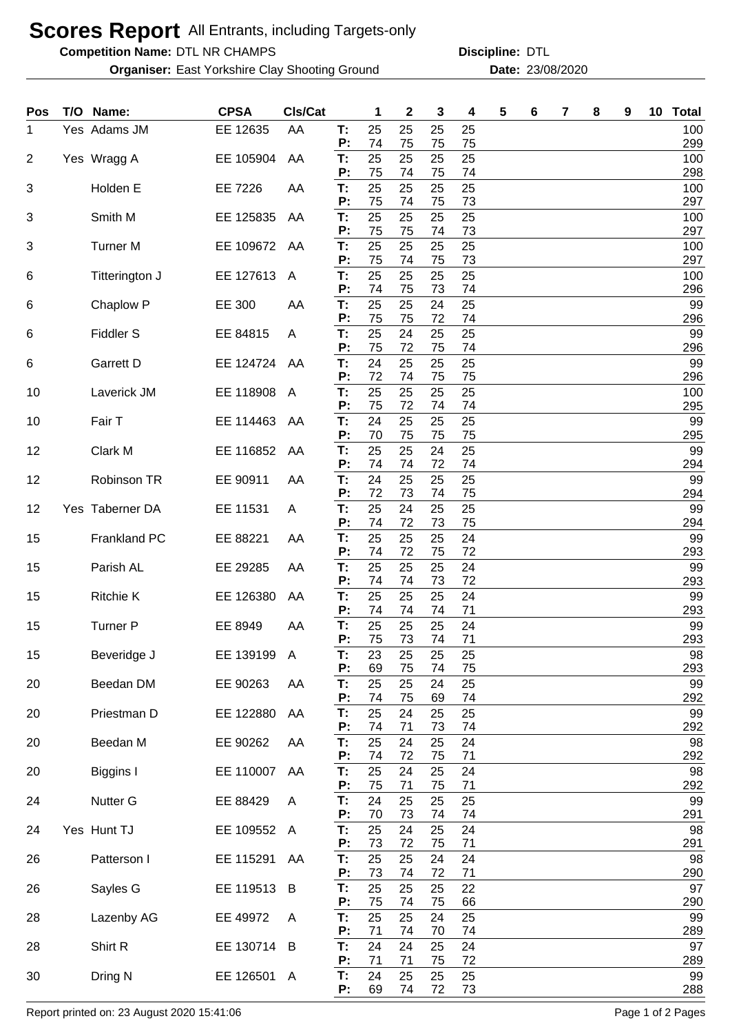# Scores Report All Entrants, including Targets-only

**Competition Name:** DTL NR CHAMPS **Discipline:** DTL

**Organiser:** East Yorkshire Clay Shooting Ground **Date:** 23/08/2020

| Pos | T/O | Name: | CPSA | Cls/Cat | | 1 | 2 | 3 | 4 | 5 | 6 | 7 | 8 | 9 | 10 | Total |
|---|---|---|---|---|---|---|---|---|---|---|---|---|---|---|---|---|
| 1 | Yes | Adams JM | EE 12635 | AA | T: | 25 | 25 | 25 | 25 | | | | | | | 100 |
| | | | | | P: | 74 | 75 | 75 | 75 | | | | | | | 299 |
| 2 | Yes | Wragg A | EE 105904 | AA | T: | 25 | 25 | 25 | 25 | | | | | | | 100 |
| | | | | | P: | 75 | 74 | 75 | 74 | | | | | | | 298 |
| 3 | | Holden E | EE 7226 | AA | T: | 25 | 25 | 25 | 25 | | | | | | | 100 |
| | | | | | P: | 75 | 74 | 75 | 73 | | | | | | | 297 |
| 3 | | Smith M | EE 125835 | AA | T: | 25 | 25 | 25 | 25 | | | | | | | 100 |
| | | | | | P: | 75 | 75 | 74 | 73 | | | | | | | 297 |
| 3 | | Turner M | EE 109672 | AA | T: | 25 | 25 | 25 | 25 | | | | | | | 100 |
| | | | | | P: | 75 | 74 | 75 | 73 | | | | | | | 297 |
| 6 | | Titterington J | EE 127613 | A | T: | 25 | 25 | 25 | 25 | | | | | | | 100 |
| | | | | | P: | 74 | 75 | 73 | 74 | | | | | | | 296 |
| 6 | | Chaplow P | EE 300 | AA | T: | 25 | 25 | 24 | 25 | | | | | | | 99 |
| | | | | | P: | 75 | 75 | 72 | 74 | | | | | | | 296 |
| 6 | | Fiddler S | EE 84815 | A | T: | 25 | 24 | 25 | 25 | | | | | | | 99 |
| | | | | | P: | 75 | 72 | 75 | 74 | | | | | | | 296 |
| 6 | | Garrett D | EE 124724 | AA | T: | 24 | 25 | 25 | 25 | | | | | | | 99 |
| | | | | | P: | 72 | 74 | 75 | 75 | | | | | | | 296 |
| 10 | | Laverick JM | EE 118908 | A | T: | 25 | 25 | 25 | 25 | | | | | | | 100 |
| | | | | | P: | 75 | 72 | 74 | 74 | | | | | | | 295 |
| 10 | | Fair T | EE 114463 | AA | T: | 24 | 25 | 25 | 25 | | | | | | | 99 |
| | | | | | P: | 70 | 75 | 75 | 75 | | | | | | | 295 |
| 12 | | Clark M | EE 116852 | AA | T: | 25 | 25 | 24 | 25 | | | | | | | 99 |
| | | | | | P: | 74 | 74 | 72 | 74 | | | | | | | 294 |
| 12 | | Robinson TR | EE 90911 | AA | T: | 24 | 25 | 25 | 25 | | | | | | | 99 |
| | | | | | P: | 72 | 73 | 74 | 75 | | | | | | | 294 |
| 12 | Yes | Taberner DA | EE 11531 | A | T: | 25 | 24 | 25 | 25 | | | | | | | 99 |
| | | | | | P: | 74 | 72 | 73 | 75 | | | | | | | 294 |
| 15 | | Frankland PC | EE 88221 | AA | T: | 25 | 25 | 25 | 24 | | | | | | | 99 |
| | | | | | P: | 74 | 72 | 75 | 72 | | | | | | | 293 |
| 15 | | Parish AL | EE 29285 | AA | T: | 25 | 25 | 25 | 24 | | | | | | | 99 |
| | | | | | P: | 74 | 74 | 73 | 72 | | | | | | | 293 |
| 15 | | Ritchie K | EE 126380 | AA | T: | 25 | 25 | 25 | 24 | | | | | | | 99 |
| | | | | | P: | 74 | 74 | 74 | 71 | | | | | | | 293 |
| 15 | | Turner P | EE 8949 | AA | T: | 25 | 25 | 25 | 24 | | | | | | | 99 |
| | | | | | P: | 75 | 73 | 74 | 71 | | | | | | | 293 |
| 15 | | Beveridge J | EE 139199 | A | T: | 23 | 25 | 25 | 25 | | | | | | | 98 |
| | | | | | P: | 69 | 75 | 74 | 75 | | | | | | | 293 |
| 20 | | Beedan DM | EE 90263 | AA | T: | 25 | 25 | 24 | 25 | | | | | | | 99 |
| | | | | | P: | 74 | 75 | 69 | 74 | | | | | | | 292 |
| 20 | | Priestman D | EE 122880 | AA | T: | 25 | 24 | 25 | 25 | | | | | | | 99 |
| | | | | | P: | 74 | 71 | 73 | 74 | | | | | | | 292 |
| 20 | | Beedan M | EE 90262 | AA | T: | 25 | 24 | 25 | 24 | | | | | | | 98 |
| | | | | | P: | 74 | 72 | 75 | 71 | | | | | | | 292 |
| 20 | | Biggins I | EE 110007 | AA | T: | 25 | 24 | 25 | 24 | | | | | | | 98 |
| | | | | | P: | 75 | 71 | 75 | 71 | | | | | | | 292 |
| 24 | | Nutter G | EE 88429 | A | T: | 24 | 25 | 25 | 25 | | | | | | | 99 |
| | | | | | P: | 70 | 73 | 74 | 74 | | | | | | | 291 |
| 24 | Yes | Hunt TJ | EE 109552 | A | T: | 25 | 24 | 25 | 24 | | | | | | | 98 |
| | | | | | P: | 73 | 72 | 75 | 71 | | | | | | | 291 |
| 26 | | Patterson I | EE 115291 | AA | T: | 25 | 25 | 24 | 24 | | | | | | | 98 |
| | | | | | P: | 73 | 74 | 72 | 71 | | | | | | | 290 |
| 26 | | Sayles G | EE 119513 | B | T: | 25 | 25 | 25 | 22 | | | | | | | 97 |
| | | | | | P: | 75 | 74 | 75 | 66 | | | | | | | 290 |
| 28 | | Lazenby AG | EE 49972 | A | T: | 25 | 25 | 24 | 25 | | | | | | | 99 |
| | | | | | P: | 71 | 74 | 70 | 74 | | | | | | | 289 |
| 28 | | Shirt R | EE 130714 | B | T: | 24 | 24 | 25 | 24 | | | | | | | 97 |
| | | | | | P: | 71 | 71 | 75 | 72 | | | | | | | 289 |
| 30 | | Dring N | EE 126501 | A | T: | 24 | 25 | 25 | 25 | | | | | | | 99 |
| | | | | | P: | 69 | 74 | 72 | 73 | | | | | | | 288 |

Report printed on: 23 August 2020 15:41:06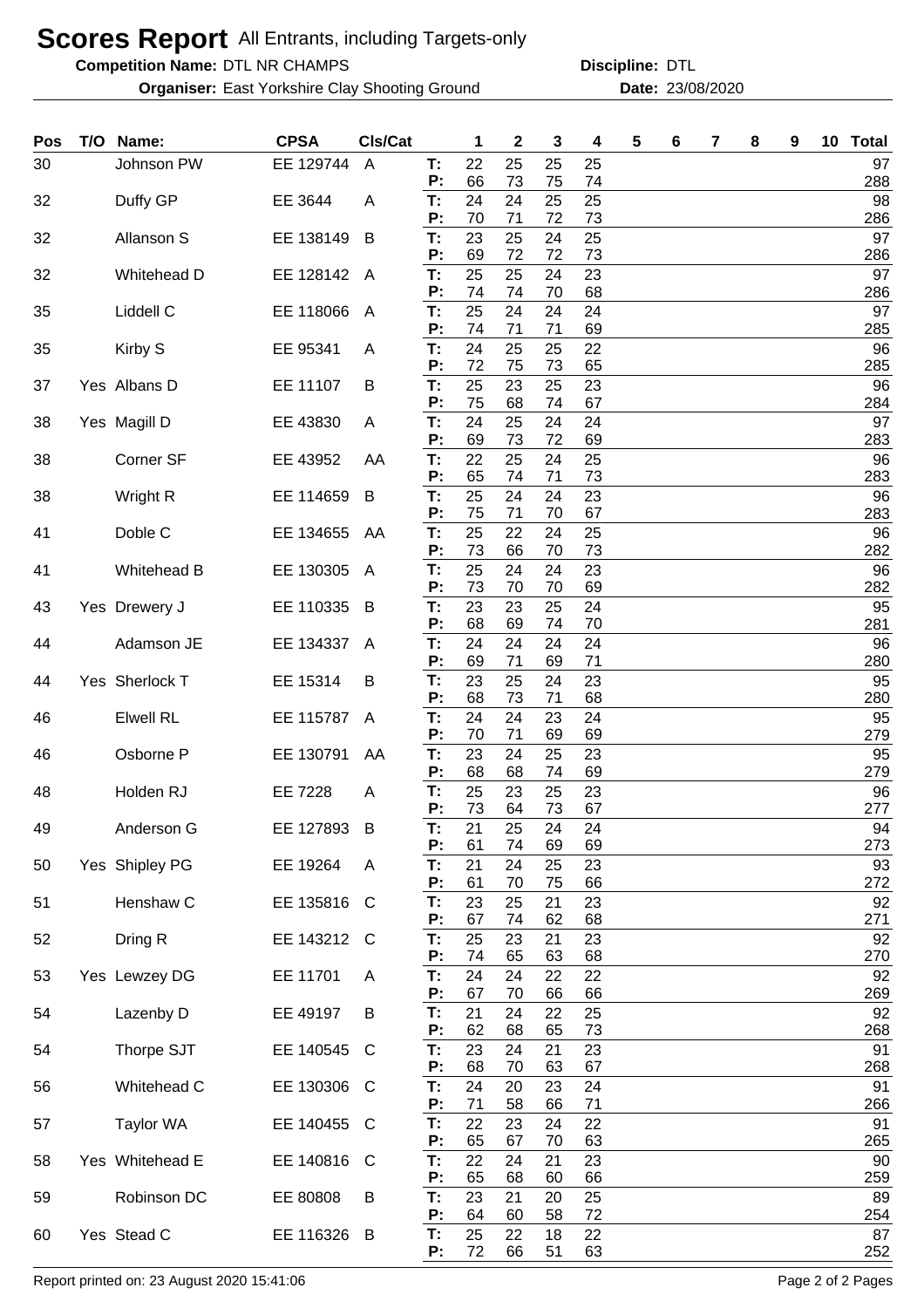# Scores Report All Entrants, including Targets-only

**Competition Name:** DTL NR CHAMPS **Discipline:** DTL

**Organiser:** East Yorkshire Clay Shooting Ground **Date:** 23/08/2020

| Pos | T/O | Name: | CPSA | Cls/Cat | | 1 | 2 | 3 | 4 | 5 | 6 | 7 | 8 | 9 | 10 | Total |
|---|---|---|---|---|---|---|---|---|---|---|---|---|---|---|---|---|
| 30 | | Johnson PW | EE 129744 | A | T: | 22 | 25 | 25 | 25 | | | | | | | 97 |
| | | | | | P: | 66 | 73 | 75 | 74 | | | | | | | 288 |
| 32 | | Duffy GP | EE 3644 | A | T: | 24 | 24 | 25 | 25 | | | | | | | 98 |
| | | | | | P: | 70 | 71 | 72 | 73 | | | | | | | 286 |
| 32 | | Allanson S | EE 138149 | B | T: | 23 | 25 | 24 | 25 | | | | | | | 97 |
| | | | | | P: | 69 | 72 | 72 | 73 | | | | | | | 286 |
| 32 | | Whitehead D | EE 128142 | A | T: | 25 | 25 | 24 | 23 | | | | | | | 97 |
| | | | | | P: | 74 | 74 | 70 | 68 | | | | | | | 286 |
| 35 | | Liddell C | EE 118066 | A | T: | 25 | 24 | 24 | 24 | | | | | | | 97 |
| | | | | | P: | 74 | 71 | 71 | 69 | | | | | | | 285 |
| 35 | | Kirby S | EE 95341 | A | T: | 24 | 25 | 25 | 22 | | | | | | | 96 |
| | | | | | P: | 72 | 75 | 73 | 65 | | | | | | | 285 |
| 37 | Yes | Albans D | EE 11107 | B | T: | 25 | 23 | 25 | 23 | | | | | | | 96 |
| | | | | | P: | 75 | 68 | 74 | 67 | | | | | | | 284 |
| 38 | Yes | Magill D | EE 43830 | A | T: | 24 | 25 | 24 | 24 | | | | | | | 97 |
| | | | | | P: | 69 | 73 | 72 | 69 | | | | | | | 283 |
| 38 | | Corner SF | EE 43952 | AA | T: | 22 | 25 | 24 | 25 | | | | | | | 96 |
| | | | | | P: | 65 | 74 | 71 | 73 | | | | | | | 283 |
| 38 | | Wright R | EE 114659 | B | T: | 25 | 24 | 24 | 23 | | | | | | | 96 |
| | | | | | P: | 75 | 71 | 70 | 67 | | | | | | | 283 |
| 41 | | Doble C | EE 134655 | AA | T: | 25 | 22 | 24 | 25 | | | | | | | 96 |
| | | | | | P: | 73 | 66 | 70 | 73 | | | | | | | 282 |
| 41 | | Whitehead B | EE 130305 | A | T: | 25 | 24 | 24 | 23 | | | | | | | 96 |
| | | | | | P: | 73 | 70 | 70 | 69 | | | | | | | 282 |
| 43 | Yes | Drewery J | EE 110335 | B | T: | 23 | 23 | 25 | 24 | | | | | | | 95 |
| | | | | | P: | 68 | 69 | 74 | 70 | | | | | | | 281 |
| 44 | | Adamson JE | EE 134337 | A | T: | 24 | 24 | 24 | 24 | | | | | | | 96 |
| | | | | | P: | 69 | 71 | 69 | 71 | | | | | | | 280 |
| 44 | Yes | Sherlock T | EE 15314 | B | T: | 23 | 25 | 24 | 23 | | | | | | | 95 |
| | | | | | P: | 68 | 73 | 71 | 68 | | | | | | | 280 |
| 46 | | Elwell RL | EE 115787 | A | T: | 24 | 24 | 23 | 24 | | | | | | | 95 |
| | | | | | P: | 70 | 71 | 69 | 69 | | | | | | | 279 |
| 46 | | Osborne P | EE 130791 | AA | T: | 23 | 24 | 25 | 23 | | | | | | | 95 |
| | | | | | P: | 68 | 68 | 74 | 69 | | | | | | | 279 |
| 48 | | Holden RJ | EE 7228 | A | T: | 25 | 23 | 25 | 23 | | | | | | | 96 |
| | | | | | P: | 73 | 64 | 73 | 67 | | | | | | | 277 |
| 49 | | Anderson G | EE 127893 | B | T: | 21 | 25 | 24 | 24 | | | | | | | 94 |
| | | | | | P: | 61 | 74 | 69 | 69 | | | | | | | 273 |
| 50 | Yes | Shipley PG | EE 19264 | A | T: | 21 | 24 | 25 | 23 | | | | | | | 93 |
| | | | | | P: | 61 | 70 | 75 | 66 | | | | | | | 272 |
| 51 | | Henshaw C | EE 135816 | C | T: | 23 | 25 | 21 | 23 | | | | | | | 92 |
| | | | | | P: | 67 | 74 | 62 | 68 | | | | | | | 271 |
| 52 | | Dring R | EE 143212 | C | T: | 25 | 23 | 21 | 23 | | | | | | | 92 |
| | | | | | P: | 74 | 65 | 63 | 68 | | | | | | | 270 |
| 53 | Yes | Lewzey DG | EE 11701 | A | T: | 24 | 24 | 22 | 22 | | | | | | | 92 |
| | | | | | P: | 67 | 70 | 66 | 66 | | | | | | | 269 |
| 54 | | Lazenby D | EE 49197 | B | T: | 21 | 24 | 22 | 25 | | | | | | | 92 |
| | | | | | P: | 62 | 68 | 65 | 73 | | | | | | | 268 |
| 54 | | Thorpe SJT | EE 140545 | C | T: | 23 | 24 | 21 | 23 | | | | | | | 91 |
| | | | | | P: | 68 | 70 | 63 | 67 | | | | | | | 268 |
| 56 | | Whitehead C | EE 130306 | C | T: | 24 | 20 | 23 | 24 | | | | | | | 91 |
| | | | | | P: | 71 | 58 | 66 | 71 | | | | | | | 266 |
| 57 | | Taylor WA | EE 140455 | C | T: | 22 | 23 | 24 | 22 | | | | | | | 91 |
| | | | | | P: | 65 | 67 | 70 | 63 | | | | | | | 265 |
| 58 | Yes | Whitehead E | EE 140816 | C | T: | 22 | 24 | 21 | 23 | | | | | | | 90 |
| | | | | | P: | 65 | 68 | 60 | 66 | | | | | | | 259 |
| 59 | | Robinson DC | EE 80808 | B | T: | 23 | 21 | 20 | 25 | | | | | | | 89 |
| | | | | | P: | 64 | 60 | 58 | 72 | | | | | | | 254 |
| 60 | Yes | Stead C | EE 116326 | B | T: | 25 | 22 | 18 | 22 | | | | | | | 87 |
| | | | | | P: | 72 | 66 | 51 | 63 | | | | | | | 252 |

Report printed on: 23 August 2020 15:41:06